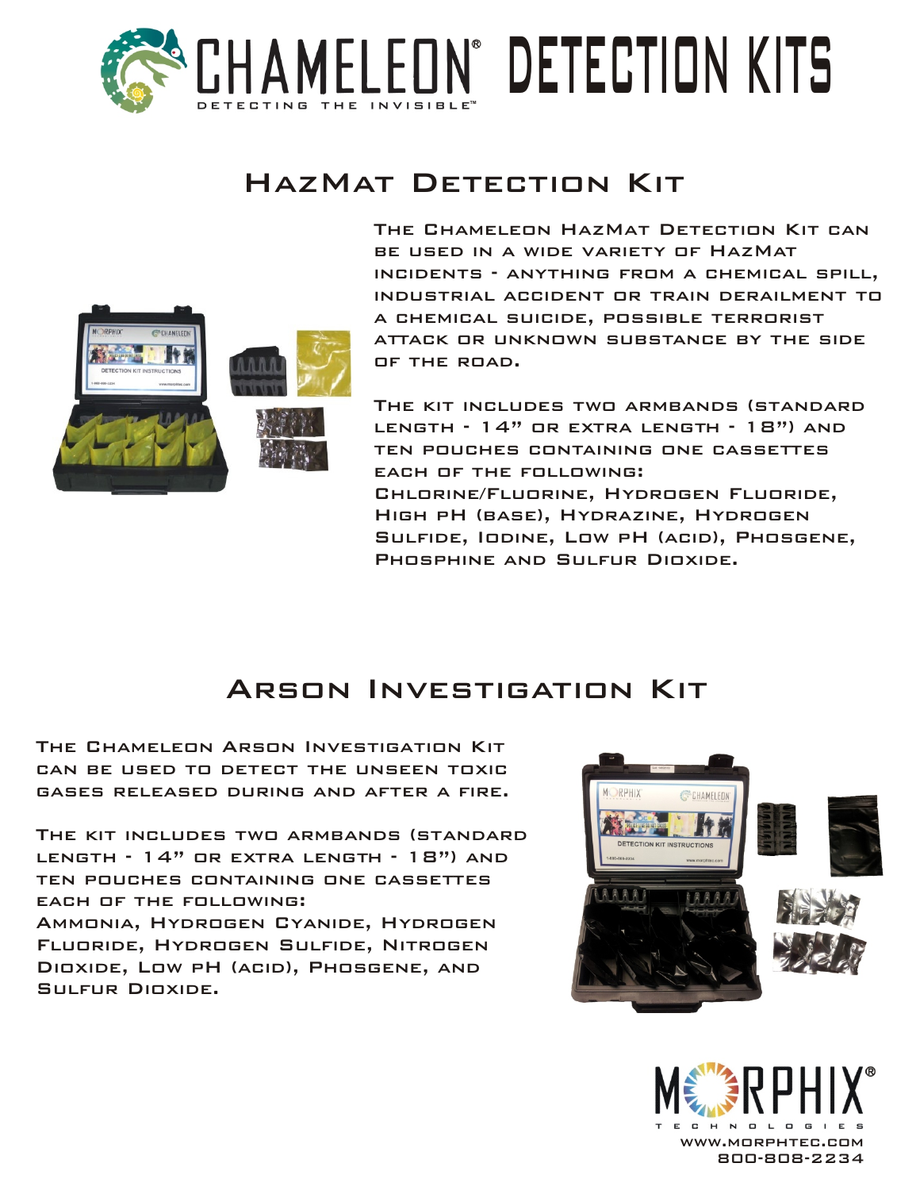# CHAMELEON® DETECTION KITS

DETECTING THE INVISIBLE™

## HazMat Detection Kit

The Chameleon HazMat Detection Kit can be used in a wide variety of HazMat incidents - anything from a chemical spill, industrial accident or train derailment to a chemical suicide, possible terrorist attack or unknown substance by the side of the road.

The kit includes two armbands (standard length - 14" or extra length - 18") and ten pouches containing one cassettes each of the following: Chlorine/Fluorine, Hydrogen Fluoride, High pH (base), Hydrazine, Hydrogen Sulfide, Iodine, Low pH (acid), Phosgene, Phosphine and Sulfur Dioxide.

## Arson Investigation Kit

The Chameleon Arson Investigation Kit can be used to detect the unseen toxic gases released during and after a fire.

The kit includes two armbands (standard length - 14" or extra length - 18") and ten pouches containing one cassettes each of the following: Ammonia, Hydrogen Cyanide, Hydrogen Fluoride, Hydrogen Sulfide, Nitrogen Dioxide, Low pH (acid), Phosgene, and Sulfur Dioxide.

MORPHIX® TECHNOLOGIES

WWW.MORPHTEC.COM

800-808-2234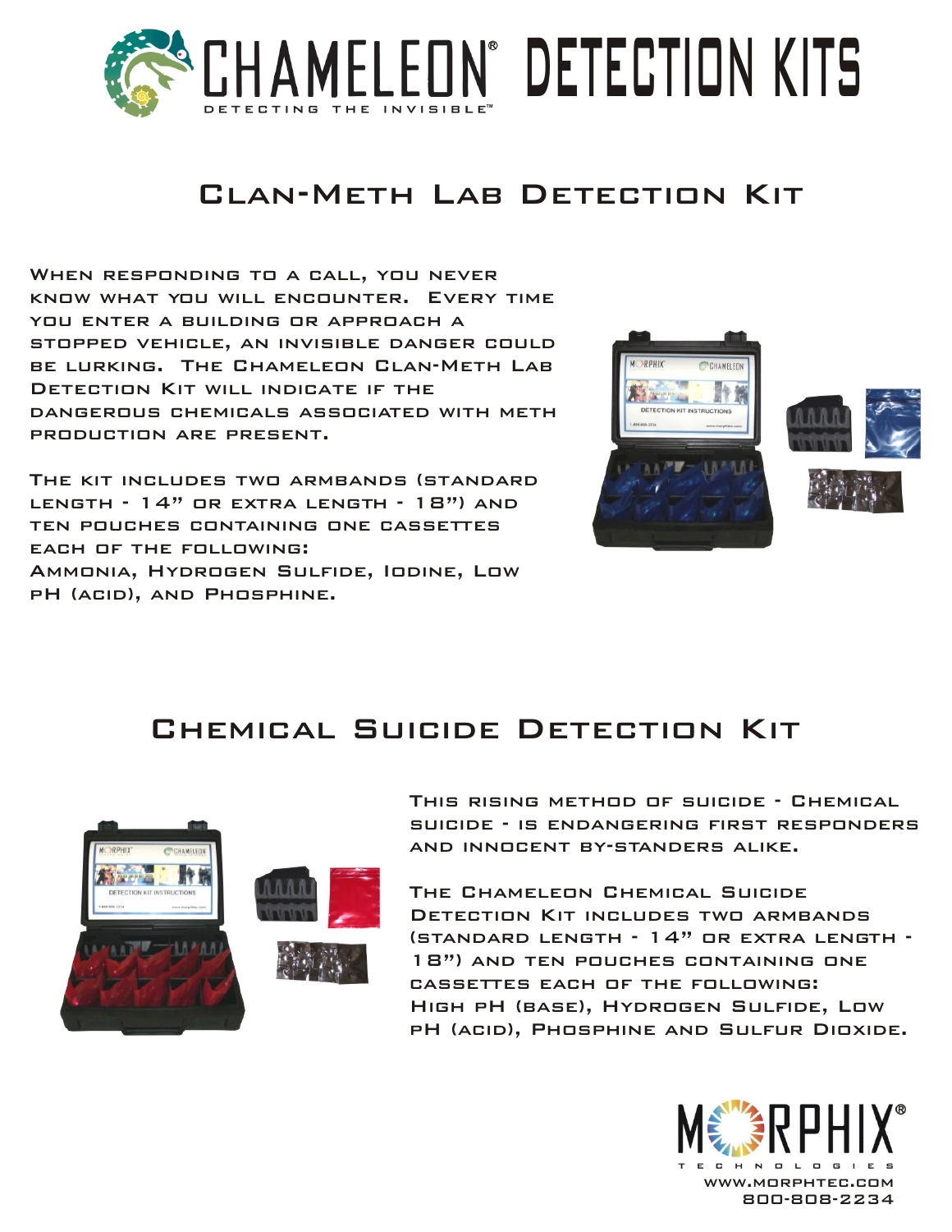# CHAMELEON® DETECTION KITS

DETECTING THE INVISIBLE™

## Clan-Meth Lab Detection Kit

When responding to a call, you never know what you will encounter. Every time you enter a building or approach a stopped vehicle, an invisible danger could be lurking. The Chameleon Clan-Meth Lab Detection Kit will indicate if the dangerous chemicals associated with meth production are present.

The kit includes two armbands (standard length - 14" or extra length - 18") and ten pouches containing one cassettes each of the following: Ammonia, Hydrogen Sulfide, Iodine, Low pH (acid), and Phosphine.

## Chemical Suicide Detection Kit

This rising method of suicide - Chemical suicide - is endangering first responders and innocent by-standers alike.

The Chameleon Chemical Suicide Detection Kit includes two armbands (standard length - 14" or extra length - 18") and ten pouches containing one cassettes each of the following: High pH (base), Hydrogen Sulfide, Low pH (acid), Phosphine and Sulfur Dioxide.

MORPHIX® TECHNOLOGIES

WWW.MORPHTEC.COM

800-808-2234